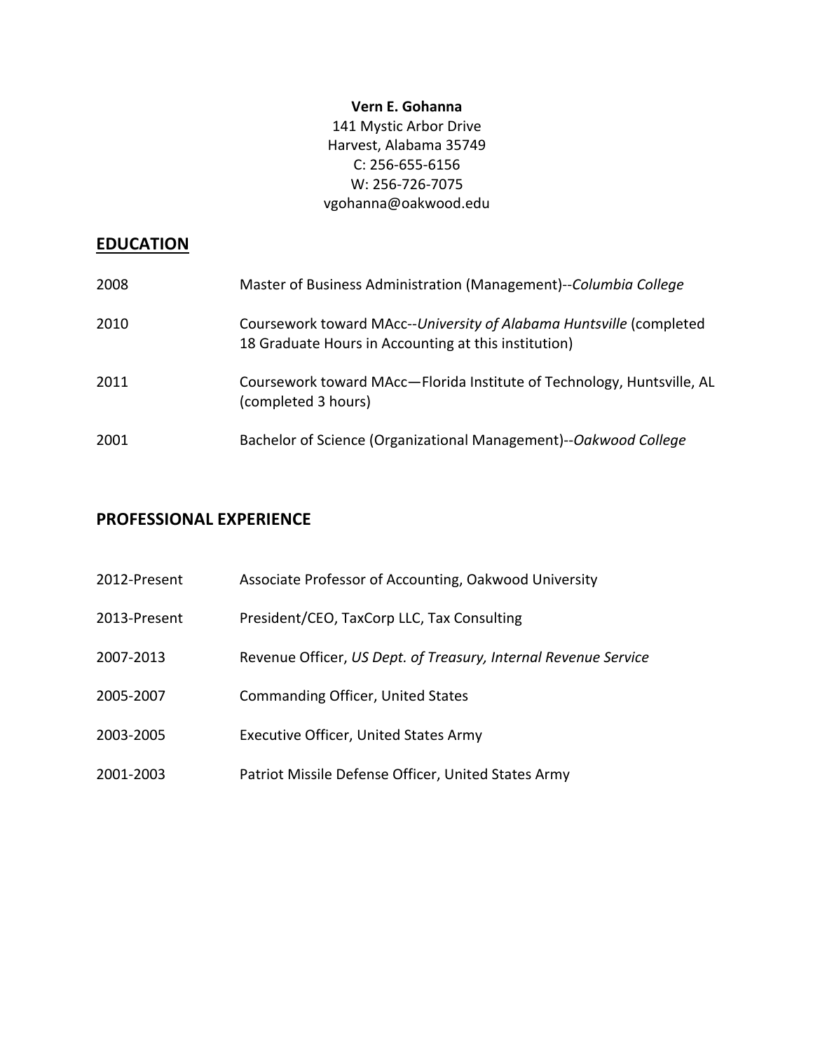**Vern E. Gohanna**
141 Mystic Arbor Drive
Harvest, Alabama 35749
C: 256-655-6156
W: 256-726-7075
vgohanna@oakwood.edu

## EDUCATION

| | |
|---|---|
| 2008 | Master of Business Administration (Management)--*Columbia College* |
| 2010 | Coursework toward MAcc--*University of Alabama Huntsville* (completed 18 Graduate Hours in Accounting at this institution) |
| 2011 | Coursework toward MAcc—Florida Institute of Technology, Huntsville, AL (completed 3 hours) |
| 2001 | Bachelor of Science (Organizational Management)--*Oakwood College* |

## PROFESSIONAL EXPERIENCE

| | |
|---|---|
| 2012-Present | Associate Professor of Accounting, Oakwood University |
| 2013-Present | President/CEO, TaxCorp LLC, Tax Consulting |
| 2007-2013 | Revenue Officer, *US Dept. of Treasury, Internal Revenue Service* |
| 2005-2007 | Commanding Officer, United States |
| 2003-2005 | Executive Officer, United States Army |
| 2001-2003 | Patriot Missile Defense Officer, United States Army |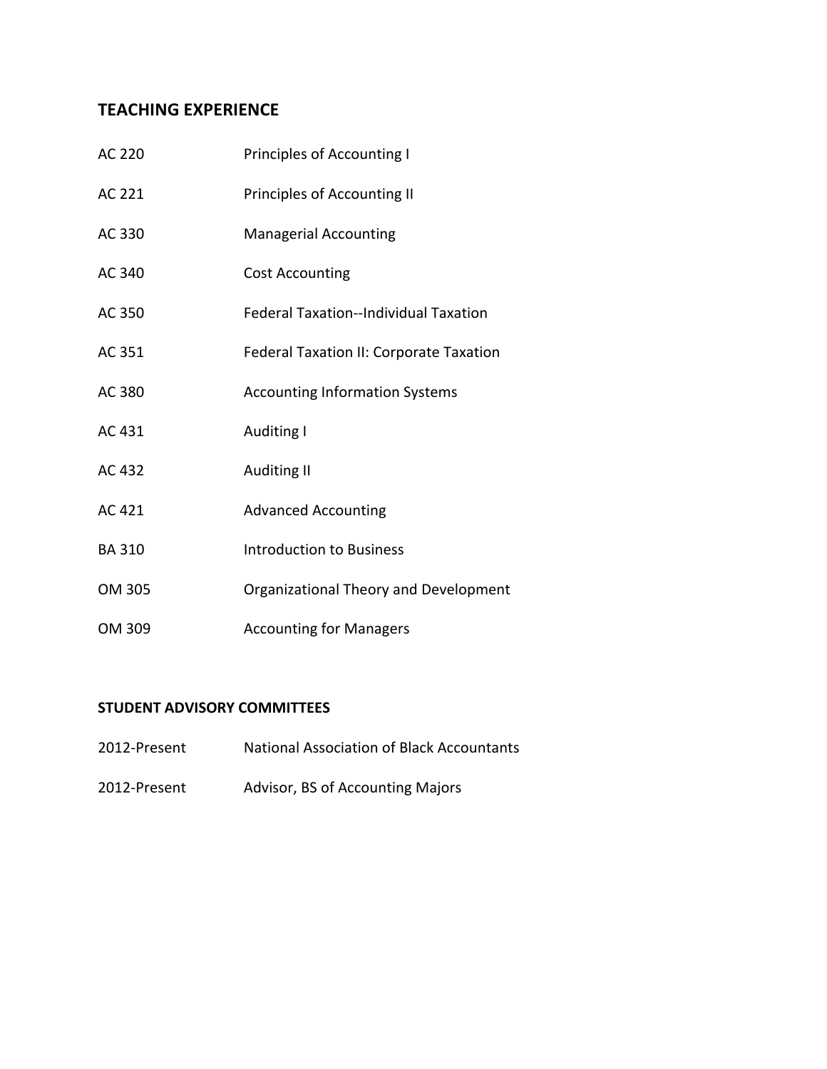## TEACHING EXPERIENCE

| | |
|---|---|
| AC 220 | Principles of Accounting I |
| AC 221 | Principles of Accounting II |
| AC 330 | Managerial Accounting |
| AC 340 | Cost Accounting |
| AC 350 | Federal Taxation--Individual Taxation |
| AC 351 | Federal Taxation II: Corporate Taxation |
| AC 380 | Accounting Information Systems |
| AC 431 | Auditing I |
| AC 432 | Auditing II |
| AC 421 | Advanced Accounting |
| BA 310 | Introduction to Business |
| OM 305 | Organizational Theory and Development |
| OM 309 | Accounting for Managers |

### STUDENT ADVISORY COMMITTEES

| | |
|---|---|
| 2012-Present | National Association of Black Accountants |
| 2012-Present | Advisor, BS of Accounting Majors |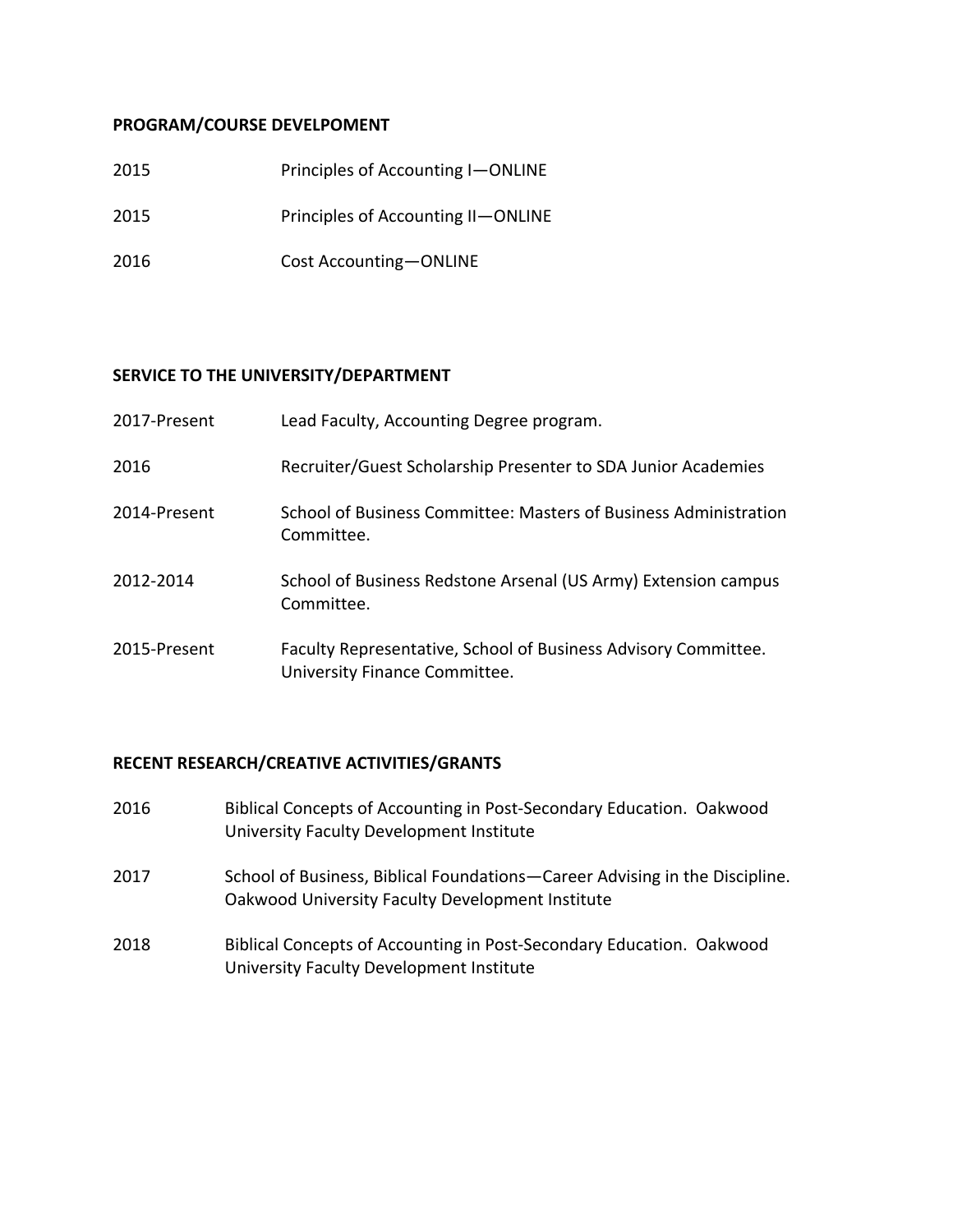**PROGRAM/COURSE DEVELPOMENT**

| | |
|---|---|
| 2015 | Principles of Accounting I—ONLINE |
| 2015 | Principles of Accounting II—ONLINE |
| 2016 | Cost Accounting—ONLINE |

**SERVICE TO THE UNIVERSITY/DEPARTMENT**

| | |
|---|---|
| 2017-Present | Lead Faculty, Accounting Degree program. |
| 2016 | Recruiter/Guest Scholarship Presenter to SDA Junior Academies |
| 2014-Present | School of Business Committee: Masters of Business Administration Committee. |
| 2012-2014 | School of Business Redstone Arsenal (US Army) Extension campus Committee. |
| 2015-Present | Faculty Representative, School of Business Advisory Committee. University Finance Committee. |

**RECENT RESEARCH/CREATIVE ACTIVITIES/GRANTS**

| | |
|---|---|
| 2016 | Biblical Concepts of Accounting in Post-Secondary Education. Oakwood University Faculty Development Institute |
| 2017 | School of Business, Biblical Foundations—Career Advising in the Discipline. Oakwood University Faculty Development Institute |
| 2018 | Biblical Concepts of Accounting in Post-Secondary Education. Oakwood University Faculty Development Institute |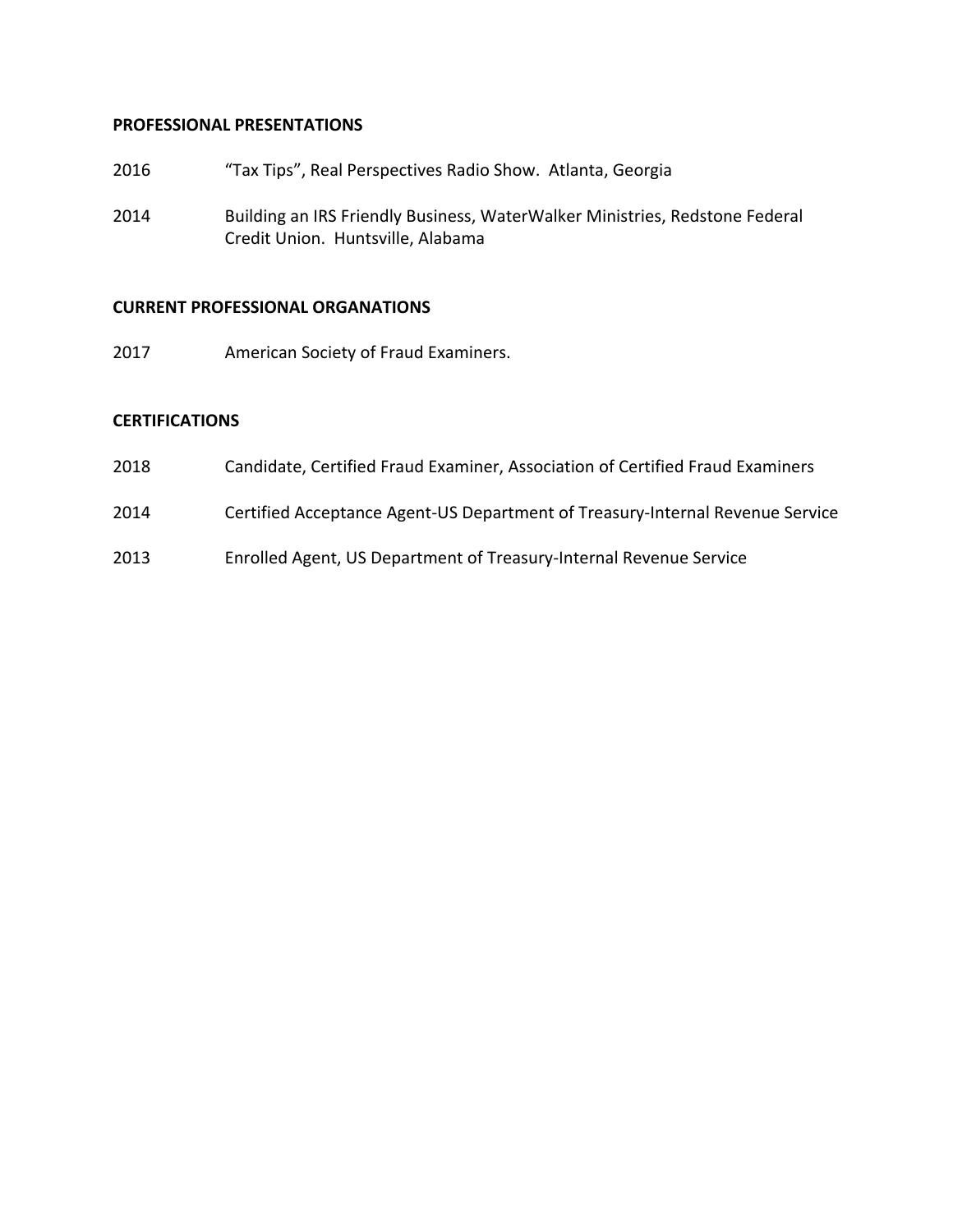## PROFESSIONAL PRESENTATIONS

2016 "Tax Tips", Real Perspectives Radio Show. Atlanta, Georgia

2014 Building an IRS Friendly Business, WaterWalker Ministries, Redstone Federal Credit Union. Huntsville, Alabama

## CURRENT PROFESSIONAL ORGANATIONS

2017 American Society of Fraud Examiners.

## CERTIFICATIONS

2018 Candidate, Certified Fraud Examiner, Association of Certified Fraud Examiners

2014 Certified Acceptance Agent-US Department of Treasury-Internal Revenue Service

2013 Enrolled Agent, US Department of Treasury-Internal Revenue Service